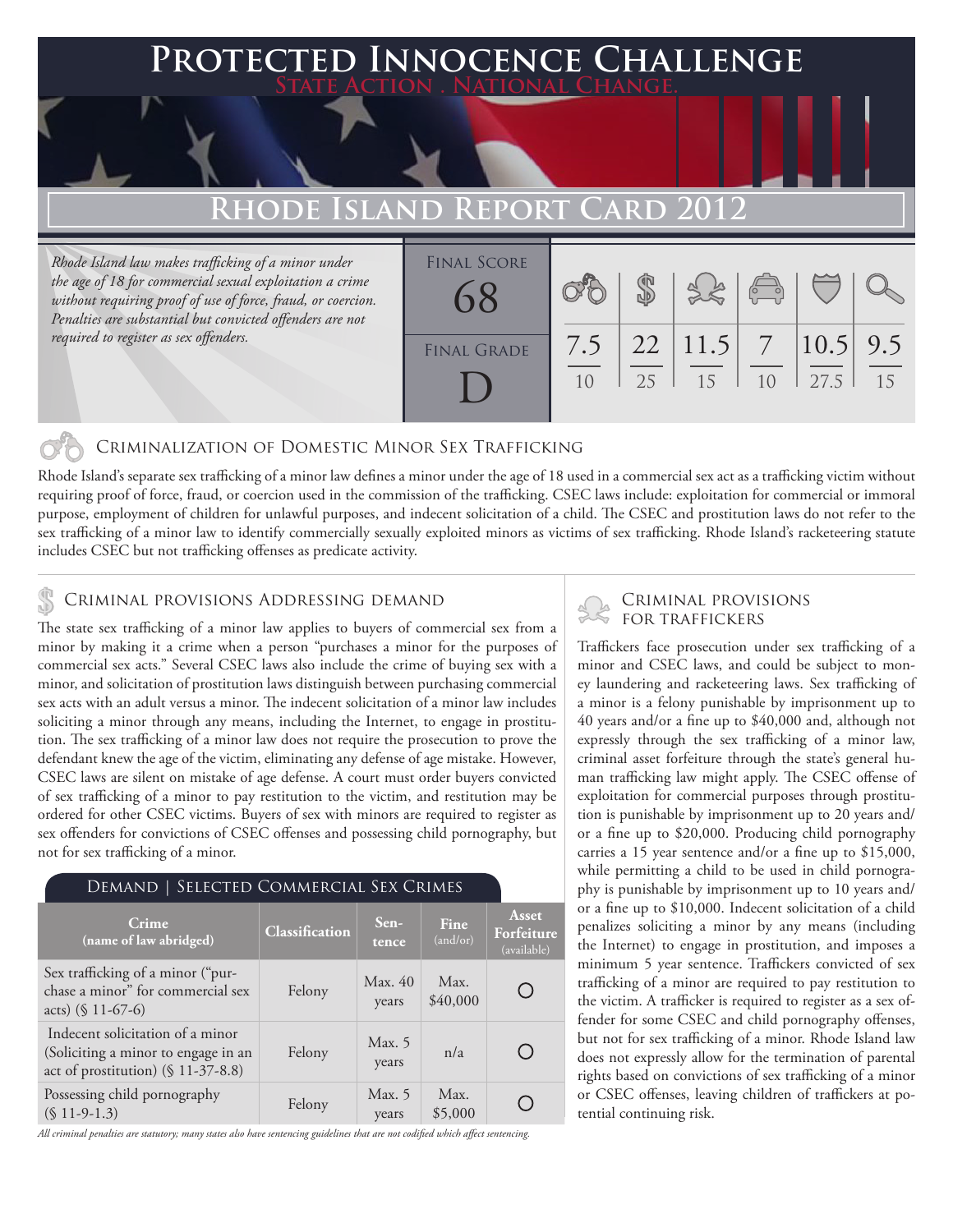# Protected Innocence Challenge

State Action . National Change.

## Rhode Island Report Card 2012

*Rhode Island law makes trafficking of a minor under the age of 18 for commercial sexual exploitation a crime without requiring proof of use of force, fraud, or coercion. Penalties are substantial but convicted offenders are not required to register as sex offenders.*

| Final Score | Final Grade |
|---|---|
| 68 | D |

| Criminalization | Demand | Traffickers | Facilitators | Protective Provisions | Criminal Justice Tools |
|---|---|---|---|---|---|
| 7.5 / 10 | 22 / 25 | 11.5 / 15 | 7 / 10 | 10.5 / 27.5 | 9.5 / 15 |

### Criminalization of Domestic Minor Sex Trafficking

Rhode Island's separate sex trafficking of a minor law defines a minor under the age of 18 used in a commercial sex act as a trafficking victim without requiring proof of force, fraud, or coercion used in the commission of the trafficking. CSEC laws include: exploitation for commercial or immoral purpose, employment of children for unlawful purposes, and indecent solicitation of a child. The CSEC and prostitution laws do not refer to the sex trafficking of a minor law to identify commercially sexually exploited minors as victims of sex trafficking. Rhode Island's racketeering statute includes CSEC but not trafficking offenses as predicate activity.

### Criminal provisions Addressing demand

The state sex trafficking of a minor law applies to buyers of commercial sex from a minor by making it a crime when a person "purchases a minor for the purposes of commercial sex acts." Several CSEC laws also include the crime of buying sex with a minor, and solicitation of prostitution laws distinguish between purchasing commercial sex acts with an adult versus a minor. The indecent solicitation of a minor law includes soliciting a minor through any means, including the Internet, to engage in prostitution. The sex trafficking of a minor law does not require the prosecution to prove the defendant knew the age of the victim, eliminating any defense of age mistake. However, CSEC laws are silent on mistake of age defense. A court must order buyers convicted of sex trafficking of a minor to pay restitution to the victim, and restitution may be ordered for other CSEC victims. Buyers of sex with minors are required to register as sex offenders for convictions of CSEC offenses and possessing child pornography, but not for sex trafficking of a minor.

**Demand | Selected Commercial Sex Crimes**

| Crime (name of law abridged) | Classification | Sentence | Fine (and/or) | Asset Forfeiture (available) |
|---|---|---|---|---|
| Sex trafficking of a minor ("purchase a minor" for commercial sex acts) (§ 11-67-6) | Felony | Max. 40 years | Max. $40,000 | ○ |
| Indecent solicitation of a minor (Soliciting a minor to engage in an act of prostitution) (§ 11-37-8.8) | Felony | Max. 5 years | n/a | ○ |
| Possessing child pornography (§ 11-9-1.3) | Felony | Max. 5 years | Max. $5,000 | ○ |

*All criminal penalties are statutory; many states also have sentencing guidelines that are not codified which affect sentencing.*

### Criminal provisions for traffickers

Traffickers face prosecution under sex trafficking of a minor and CSEC laws, and could be subject to money laundering and racketeering laws. Sex trafficking of a minor is a felony punishable by imprisonment up to 40 years and/or a fine up to $40,000 and, although not expressly through the sex trafficking of a minor law, criminal asset forfeiture through the state's general human trafficking law might apply. The CSEC offense of exploitation for commercial purposes through prostitution is punishable by imprisonment up to 20 years and/or a fine up to $20,000. Producing child pornography carries a 15 year sentence and/or a fine up to $15,000, while permitting a child to be used in child pornography is punishable by imprisonment up to 10 years and/or a fine up to $10,000. Indecent solicitation of a child penalizes soliciting a minor by any means (including the Internet) to engage in prostitution, and imposes a minimum 5 year sentence. Traffickers convicted of sex trafficking of a minor are required to pay restitution to the victim. A trafficker is required to register as a sex offender for some CSEC and child pornography offenses, but not for sex trafficking of a minor. Rhode Island law does not expressly allow for the termination of parental rights based on convictions of sex trafficking of a minor or CSEC offenses, leaving children of traffickers at potential continuing risk.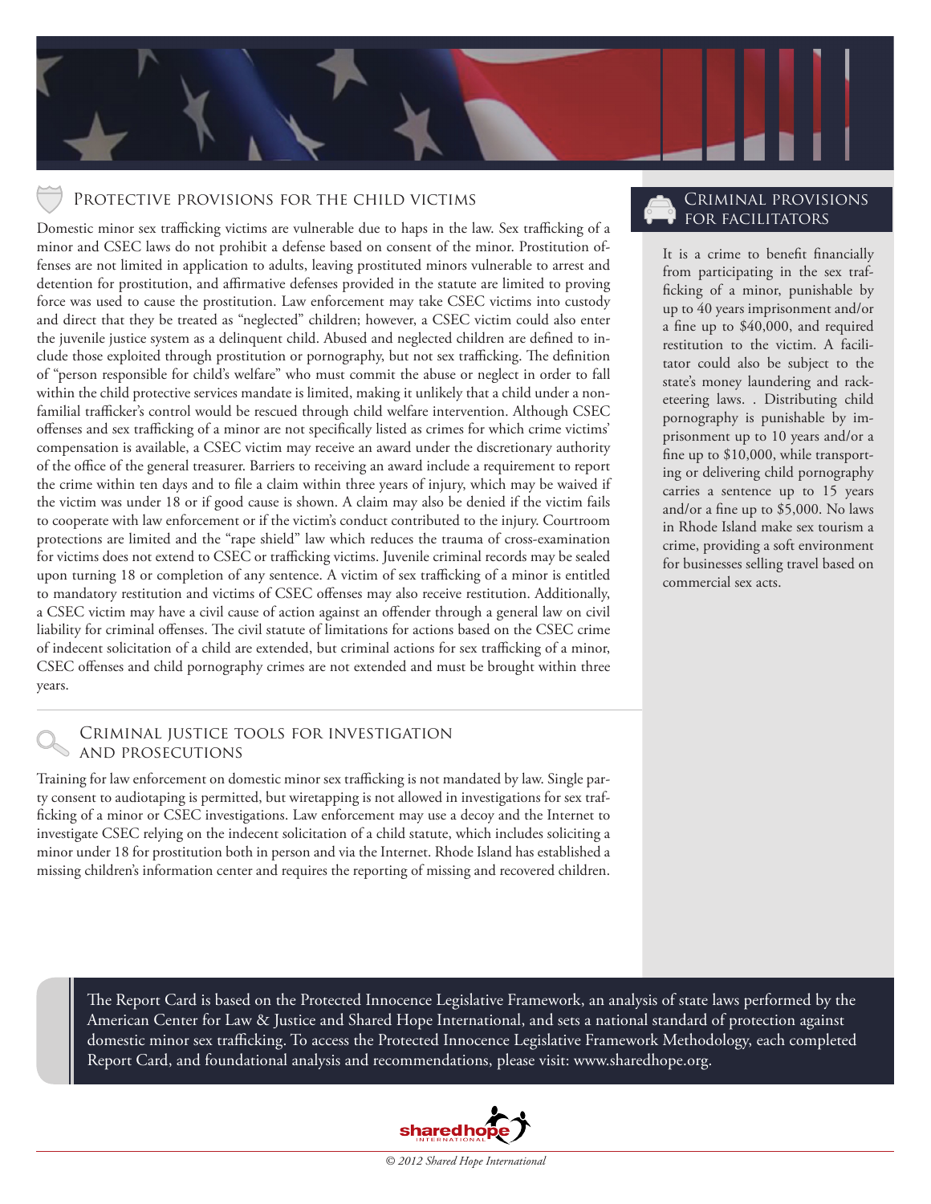## Protective provisions for the child victims

Domestic minor sex trafficking victims are vulnerable due to haps in the law. Sex trafficking of a minor and CSEC laws do not prohibit a defense based on consent of the minor. Prostitution offenses are not limited in application to adults, leaving prostituted minors vulnerable to arrest and detention for prostitution, and affirmative defenses provided in the statute are limited to proving force was used to cause the prostitution. Law enforcement may take CSEC victims into custody and direct that they be treated as "neglected" children; however, a CSEC victim could also enter the juvenile justice system as a delinquent child. Abused and neglected children are defined to include those exploited through prostitution or pornography, but not sex trafficking. The definition of "person responsible for child's welfare" who must commit the abuse or neglect in order to fall within the child protective services mandate is limited, making it unlikely that a child under a non-familial trafficker's control would be rescued through child welfare intervention. Although CSEC offenses and sex trafficking of a minor are not specifically listed as crimes for which crime victims' compensation is available, a CSEC victim may receive an award under the discretionary authority of the office of the general treasurer. Barriers to receiving an award include a requirement to report the crime within ten days and to file a claim within three years of injury, which may be waived if the victim was under 18 or if good cause is shown. A claim may also be denied if the victim fails to cooperate with law enforcement or if the victim's conduct contributed to the injury. Courtroom protections are limited and the "rape shield" law which reduces the trauma of cross-examination for victims does not extend to CSEC or trafficking victims. Juvenile criminal records may be sealed upon turning 18 or completion of any sentence. A victim of sex trafficking of a minor is entitled to mandatory restitution and victims of CSEC offenses may also receive restitution. Additionally, a CSEC victim may have a civil cause of action against an offender through a general law on civil liability for criminal offenses. The civil statute of limitations for actions based on the CSEC crime of indecent solicitation of a child are extended, but criminal actions for sex trafficking of a minor, CSEC offenses and child pornography crimes are not extended and must be brought within three years.

## Criminal justice tools for investigation and prosecutions

Training for law enforcement on domestic minor sex trafficking is not mandated by law. Single party consent to audiotaping is permitted, but wiretapping is not allowed in investigations for sex trafficking of a minor or CSEC investigations. Law enforcement may use a decoy and the Internet to investigate CSEC relying on the indecent solicitation of a child statute, which includes soliciting a minor under 18 for prostitution both in person and via the Internet. Rhode Island has established a missing children's information center and requires the reporting of missing and recovered children.

## Criminal provisions for facilitators

It is a crime to benefit financially from participating in the sex trafficking of a minor, punishable by up to 40 years imprisonment and/or a fine up to $40,000, and required restitution to the victim. A facilitator could also be subject to the state's money laundering and racketeering laws. . Distributing child pornography is punishable by imprisonment up to 10 years and/or a fine up to $10,000, while transporting or delivering child pornography carries a sentence up to 15 years and/or a fine up to $5,000. No laws in Rhode Island make sex tourism a crime, providing a soft environment for businesses selling travel based on commercial sex acts.

The Report Card is based on the Protected Innocence Legislative Framework, an analysis of state laws performed by the American Center for Law & Justice and Shared Hope International, and sets a national standard of protection against domestic minor sex trafficking. To access the Protected Innocence Legislative Framework Methodology, each completed Report Card, and foundational analysis and recommendations, please visit: www.sharedhope.org.

shared hope INTERNATIONAL

*© 2012 Shared Hope International*